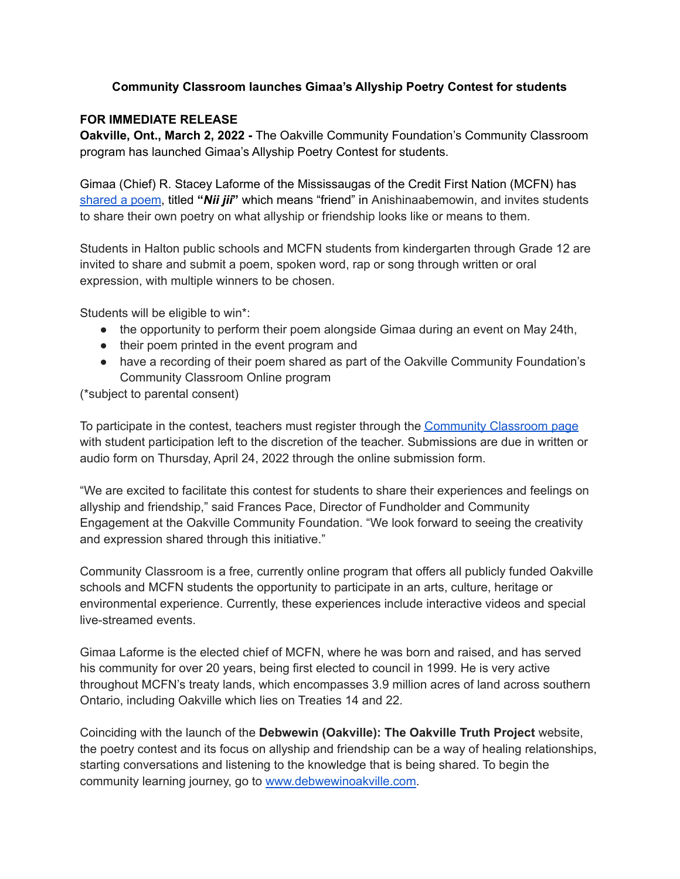# Community Classroom launches Gimaa's Allyship Poetry Contest for students

**FOR IMMEDIATE RELEASE**

**Oakville, Ont., March 2, 2022 -** The Oakville Community Foundation's Community Classroom program has launched Gimaa's Allyship Poetry Contest for students.

Gimaa (Chief) R. Stacey Laforme of the Mississaugas of the Credit First Nation (MCFN) has [shared a poem](), titled **"*Nii jii*"** which means "friend" in Anishinaabemowin, and invites students to share their own poetry on what allyship or friendship looks like or means to them.

Students in Halton public schools and MCFN students from kindergarten through Grade 12 are invited to share and submit a poem, spoken word, rap or song through written or oral expression, with multiple winners to be chosen.

Students will be eligible to win*:

- the opportunity to perform their poem alongside Gimaa during an event on May 24th,
- their poem printed in the event program and
- have a recording of their poem shared as part of the Oakville Community Foundation's Community Classroom Online program

(*subject to parental consent)

To participate in the contest, teachers must register through the [Community Classroom page]() with student participation left to the discretion of the teacher. Submissions are due in written or audio form on Thursday, April 24, 2022 through the online submission form.

"We are excited to facilitate this contest for students to share their experiences and feelings on allyship and friendship," said Frances Pace, Director of Fundholder and Community Engagement at the Oakville Community Foundation. "We look forward to seeing the creativity and expression shared through this initiative."

Community Classroom is a free, currently online program that offers all publicly funded Oakville schools and MCFN students the opportunity to participate in an arts, culture, heritage or environmental experience. Currently, these experiences include interactive videos and special live-streamed events.

Gimaa Laforme is the elected chief of MCFN, where he was born and raised, and has served his community for over 20 years, being first elected to council in 1999. He is very active throughout MCFN's treaty lands, which encompasses 3.9 million acres of land across southern Ontario, including Oakville which lies on Treaties 14 and 22.

Coinciding with the launch of the **Debwewin (Oakville): The Oakville Truth Project** website, the poetry contest and its focus on allyship and friendship can be a way of healing relationships, starting conversations and listening to the knowledge that is being shared. To begin the community learning journey, go to [www.debwewinoakville.com](www.debwewinoakville.com).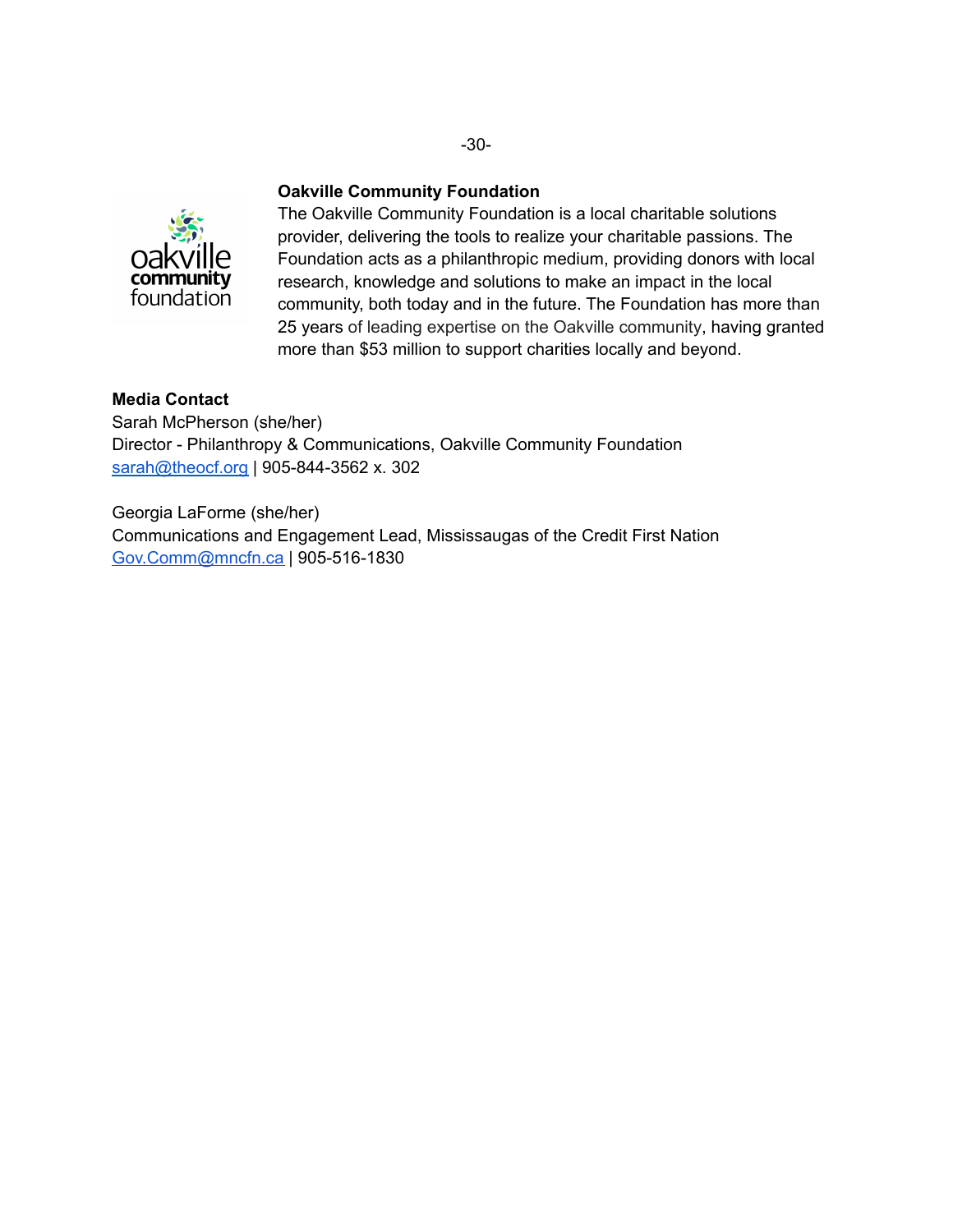-30-

**Oakville Community Foundation**

The Oakville Community Foundation is a local charitable solutions provider, delivering the tools to realize your charitable passions. The Foundation acts as a philanthropic medium, providing donors with local research, knowledge and solutions to make an impact in the local community, both today and in the future. The Foundation has more than 25 years of leading expertise on the Oakville community, having granted more than $53 million to support charities locally and beyond.

**Media Contact**

Sarah McPherson (she/her)
Director - Philanthropy & Communications, Oakville Community Foundation
sarah@theocf.org | 905-844-3562 x. 302

Georgia LaForme (she/her)
Communications and Engagement Lead, Mississaugas of the Credit First Nation
Gov.Comm@mncfn.ca | 905-516-1830